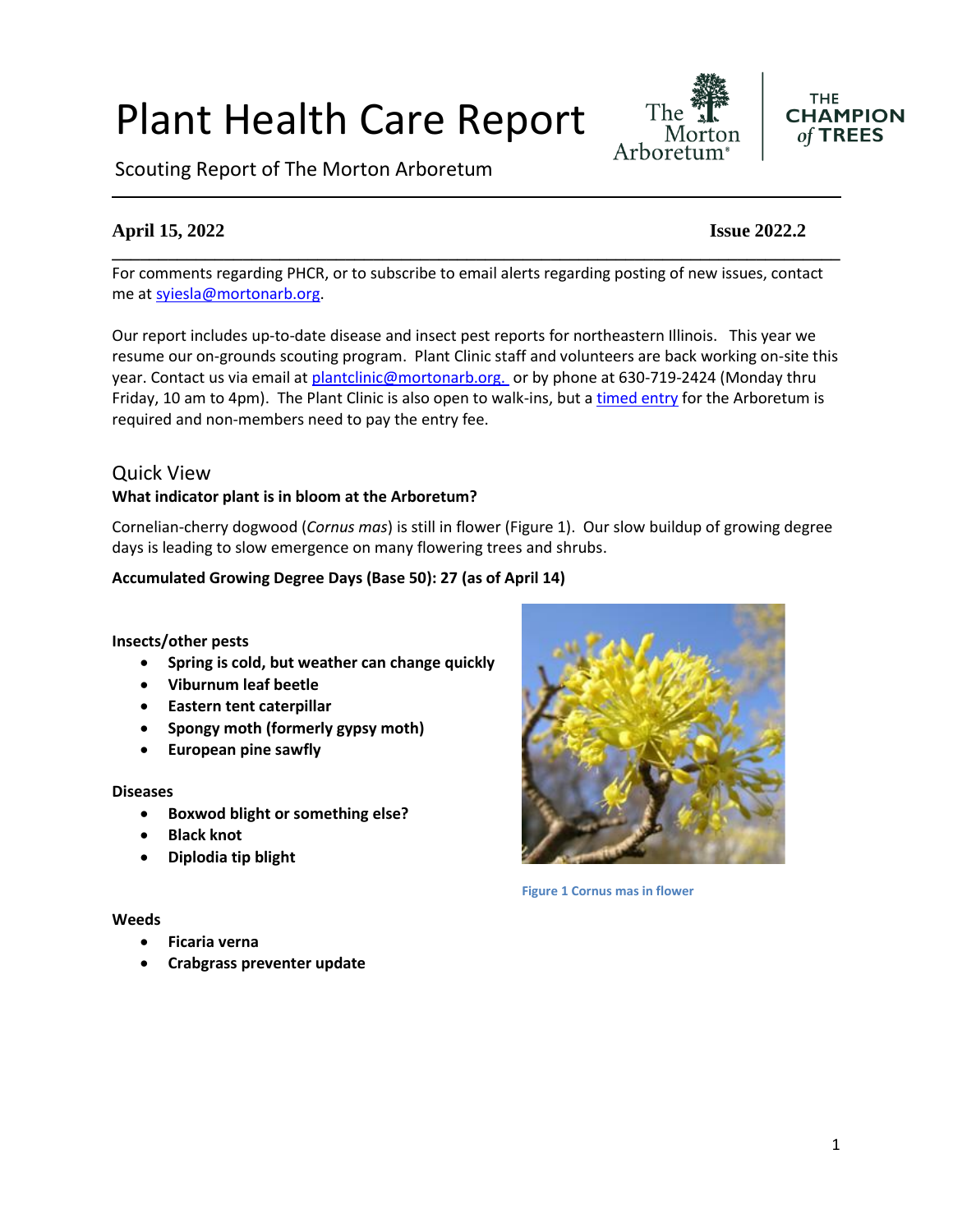# Plant Health Care Report

Scouting Report of The Morton Arboretum

**April 15, 2022** **Issue 2022.2**

For comments regarding PHCR, or to subscribe to email alerts regarding posting of new issues, contact me at syiesla@mortonarb.org.

Our report includes up-to-date disease and insect pest reports for northeastern Illinois. This year we resume our on-grounds scouting program. Plant Clinic staff and volunteers are back working on-site this year. Contact us via email at plantclinic@mortonarb.org. or by phone at 630-719-2424 (Monday thru Friday, 10 am to 4pm). The Plant Clinic is also open to walk-ins, but a timed entry for the Arboretum is required and non-members need to pay the entry fee.

## Quick View

**What indicator plant is in bloom at the Arboretum?**

Cornelian-cherry dogwood (*Cornus mas*) is still in flower (Figure 1). Our slow buildup of growing degree days is leading to slow emergence on many flowering trees and shrubs.

**Accumulated Growing Degree Days (Base 50): 27 (as of April 14)**

**Insects/other pests**

- **Spring is cold, but weather can change quickly**
- **Viburnum leaf beetle**
- **Eastern tent caterpillar**
- **Spongy moth (formerly gypsy moth)**
- **European pine sawfly**

**Diseases**

- **Boxwod blight or something else?**
- **Black knot**
- **Diplodia tip blight**

Figure 1 Cornus mas in flower

**Weeds**

- **Ficaria verna**
- **Crabgrass preventer update**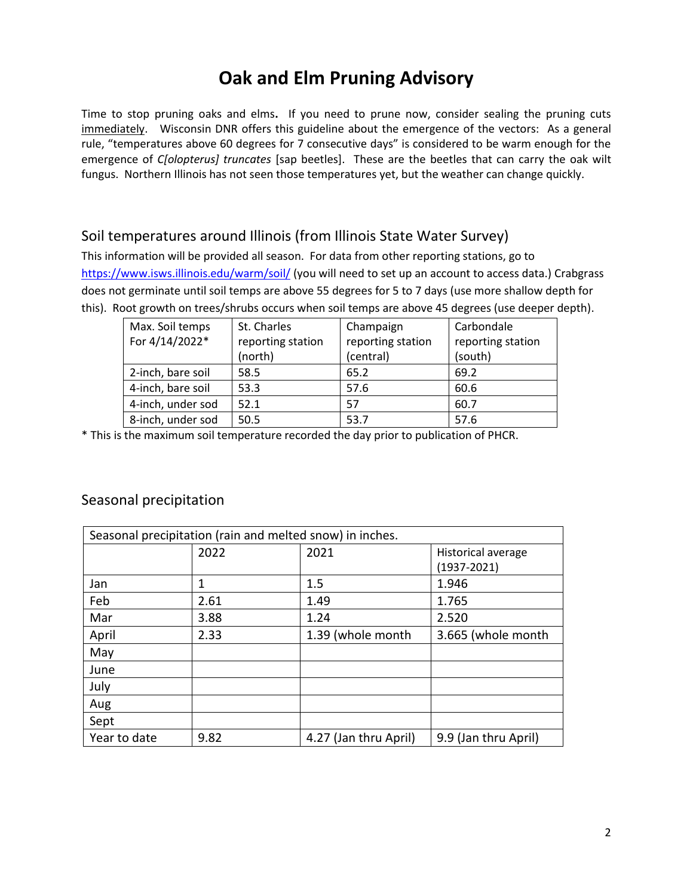# Oak and Elm Pruning Advisory

Time to stop pruning oaks and elms**.** If you need to prune now, consider sealing the pruning cuts immediately. Wisconsin DNR offers this guideline about the emergence of the vectors: As a general rule, "temperatures above 60 degrees for 7 consecutive days" is considered to be warm enough for the emergence of *C[olopterus] truncates* [sap beetles]. These are the beetles that can carry the oak wilt fungus. Northern Illinois has not seen those temperatures yet, but the weather can change quickly.

## Soil temperatures around Illinois (from Illinois State Water Survey)

This information will be provided all season. For data from other reporting stations, go to https://www.isws.illinois.edu/warm/soil/ (you will need to set up an account to access data.) Crabgrass does not germinate until soil temps are above 55 degrees for 5 to 7 days (use more shallow depth for this). Root growth on trees/shrubs occurs when soil temps are above 45 degrees (use deeper depth).

| Max. Soil temps For 4/14/2022* | St. Charles reporting station (north) | Champaign reporting station (central) | Carbondale reporting station (south) |
|---|---|---|---|
| 2-inch, bare soil | 58.5 | 65.2 | 69.2 |
| 4-inch, bare soil | 53.3 | 57.6 | 60.6 |
| 4-inch, under sod | 52.1 | 57 | 60.7 |
| 8-inch, under sod | 50.5 | 53.7 | 57.6 |

* This is the maximum soil temperature recorded the day prior to publication of PHCR.

## Seasonal precipitation

| Seasonal precipitation (rain and melted snow) in inches. | | | |
|---|---|---|---|
| | 2022 | 2021 | Historical average (1937-2021) |
| Jan | 1 | 1.5 | 1.946 |
| Feb | 2.61 | 1.49 | 1.765 |
| Mar | 3.88 | 1.24 | 2.520 |
| April | 2.33 | 1.39 (whole month | 3.665 (whole month |
| May | | | |
| June | | | |
| July | | | |
| Aug | | | |
| Sept | | | |
| Year to date | 9.82 | 4.27 (Jan thru April) | 9.9 (Jan thru April) |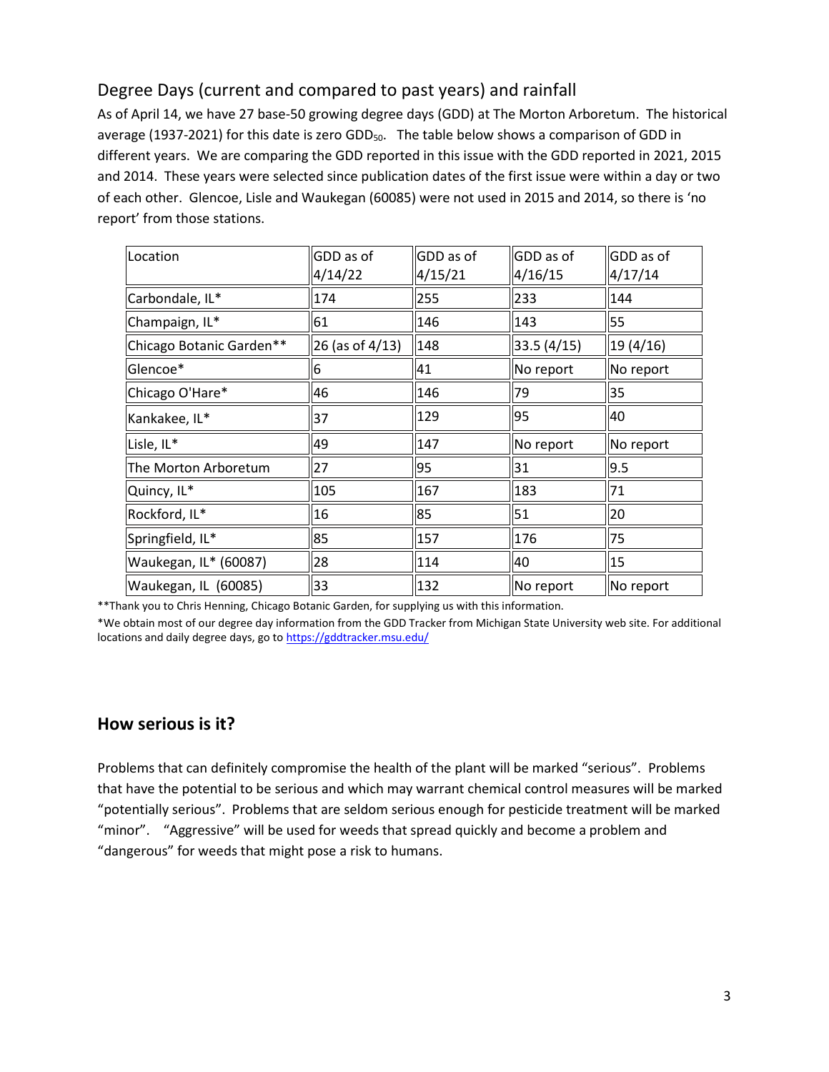## Degree Days (current and compared to past years) and rainfall

As of April 14, we have 27 base-50 growing degree days (GDD) at The Morton Arboretum. The historical average (1937-2021) for this date is zero $GDD_{50}$. The table below shows a comparison of GDD in different years. We are comparing the GDD reported in this issue with the GDD reported in 2021, 2015 and 2014. These years were selected since publication dates of the first issue were within a day or two of each other. Glencoe, Lisle and Waukegan (60085) were not used in 2015 and 2014, so there is 'no report' from those stations.

| Location | GDD as of 4/14/22 | GDD as of 4/15/21 | GDD as of 4/16/15 | GDD as of 4/17/14 |
|---|---|---|---|---|
| Carbondale, IL* | 174 | 255 | 233 | 144 |
| Champaign, IL* | 61 | 146 | 143 | 55 |
| Chicago Botanic Garden** | 26 (as of 4/13) | 148 | 33.5 (4/15) | 19 (4/16) |
| Glencoe* | 6 | 41 | No report | No report |
| Chicago O'Hare* | 46 | 146 | 79 | 35 |
| Kankakee, IL* | 37 | 129 | 95 | 40 |
| Lisle, IL* | 49 | 147 | No report | No report |
| The Morton Arboretum | 27 | 95 | 31 | 9.5 |
| Quincy, IL* | 105 | 167 | 183 | 71 |
| Rockford, IL* | 16 | 85 | 51 | 20 |
| Springfield, IL* | 85 | 157 | 176 | 75 |
| Waukegan, IL* (60087) | 28 | 114 | 40 | 15 |
| Waukegan, IL (60085) | 33 | 132 | No report | No report |

**Thank you to Chris Henning, Chicago Botanic Garden, for supplying us with this information.

*We obtain most of our degree day information from the GDD Tracker from Michigan State University web site. For additional locations and daily degree days, go to https://gddtracker.msu.edu/

### How serious is it?

Problems that can definitely compromise the health of the plant will be marked "serious". Problems that have the potential to be serious and which may warrant chemical control measures will be marked "potentially serious". Problems that are seldom serious enough for pesticide treatment will be marked "minor". "Aggressive" will be used for weeds that spread quickly and become a problem and "dangerous" for weeds that might pose a risk to humans.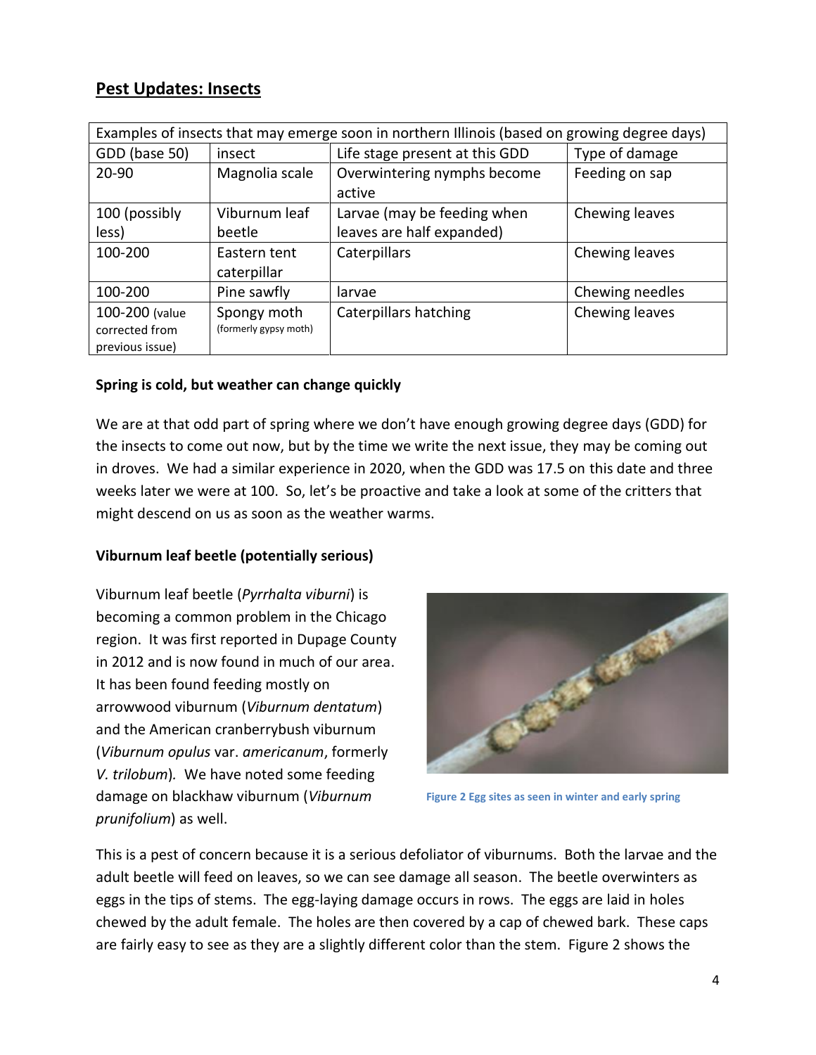## Pest Updates: Insects

| Examples of insects that may emerge soon in northern Illinois (based on growing degree days) | | | |
|---|---|---|---|
| GDD (base 50) | insect | Life stage present at this GDD | Type of damage |
| 20-90 | Magnolia scale | Overwintering nymphs become active | Feeding on sap |
| 100 (possibly less) | Viburnum leaf beetle | Larvae (may be feeding when leaves are half expanded) | Chewing leaves |
| 100-200 | Eastern tent caterpillar | Caterpillars | Chewing leaves |
| 100-200 | Pine sawfly | larvae | Chewing needles |
| 100-200 (value corrected from previous issue) | Spongy moth (formerly gypsy moth) | Caterpillars hatching | Chewing leaves |

**Spring is cold, but weather can change quickly**

We are at that odd part of spring where we don't have enough growing degree days (GDD) for the insects to come out now, but by the time we write the next issue, they may be coming out in droves. We had a similar experience in 2020, when the GDD was 17.5 on this date and three weeks later we were at 100. So, let's be proactive and take a look at some of the critters that might descend on us as soon as the weather warms.

**Viburnum leaf beetle (potentially serious)**

Viburnum leaf beetle (*Pyrrhalta viburni*) is becoming a common problem in the Chicago region. It was first reported in Dupage County in 2012 and is now found in much of our area. It has been found feeding mostly on arrowwood viburnum (*Viburnum dentatum*) and the American cranberrybush viburnum (*Viburnum opulus* var. *americanum*, formerly *V. trilobum*). We have noted some feeding damage on blackhaw viburnum (*Viburnum prunifolium*) as well.

Figure 2 Egg sites as seen in winter and early spring

This is a pest of concern because it is a serious defoliator of viburnums. Both the larvae and the adult beetle will feed on leaves, so we can see damage all season. The beetle overwinters as eggs in the tips of stems. The egg-laying damage occurs in rows. The eggs are laid in holes chewed by the adult female. The holes are then covered by a cap of chewed bark. These caps are fairly easy to see as they are a slightly different color than the stem. Figure 2 shows the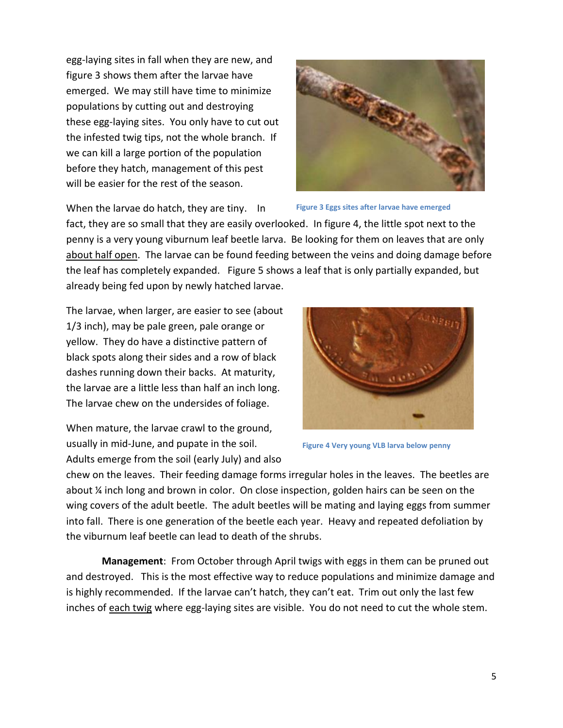egg-laying sites in fall when they are new, and figure 3 shows them after the larvae have emerged. We may still have time to minimize populations by cutting out and destroying these egg-laying sites. You only have to cut out the infested twig tips, not the whole branch. If we can kill a large portion of the population before they hatch, management of this pest will be easier for the rest of the season.

Figure 3 Eggs sites after larvae have emerged

When the larvae do hatch, they are tiny. In fact, they are so small that they are easily overlooked. In figure 4, the little spot next to the penny is a very young viburnum leaf beetle larva. Be looking for them on leaves that are only <u>about half open</u>. The larvae can be found feeding between the veins and doing damage before the leaf has completely expanded. Figure 5 shows a leaf that is only partially expanded, but already being fed upon by newly hatched larvae.

The larvae, when larger, are easier to see (about 1/3 inch), may be pale green, pale orange or yellow. They do have a distinctive pattern of black spots along their sides and a row of black dashes running down their backs. At maturity, the larvae are a little less than half an inch long. The larvae chew on the undersides of foliage.

Figure 4 Very young VLB larva below penny

When mature, the larvae crawl to the ground, usually in mid-June, and pupate in the soil. Adults emerge from the soil (early July) and also chew on the leaves. Their feeding damage forms irregular holes in the leaves. The beetles are about ¼ inch long and brown in color. On close inspection, golden hairs can be seen on the wing covers of the adult beetle. The adult beetles will be mating and laying eggs from summer into fall. There is one generation of the beetle each year. Heavy and repeated defoliation by the viburnum leaf beetle can lead to death of the shrubs.

**Management**: From October through April twigs with eggs in them can be pruned out and destroyed. This is the most effective way to reduce populations and minimize damage and is highly recommended. If the larvae can't hatch, they can't eat. Trim out only the last few inches of <u>each twig</u> where egg-laying sites are visible. You do not need to cut the whole stem.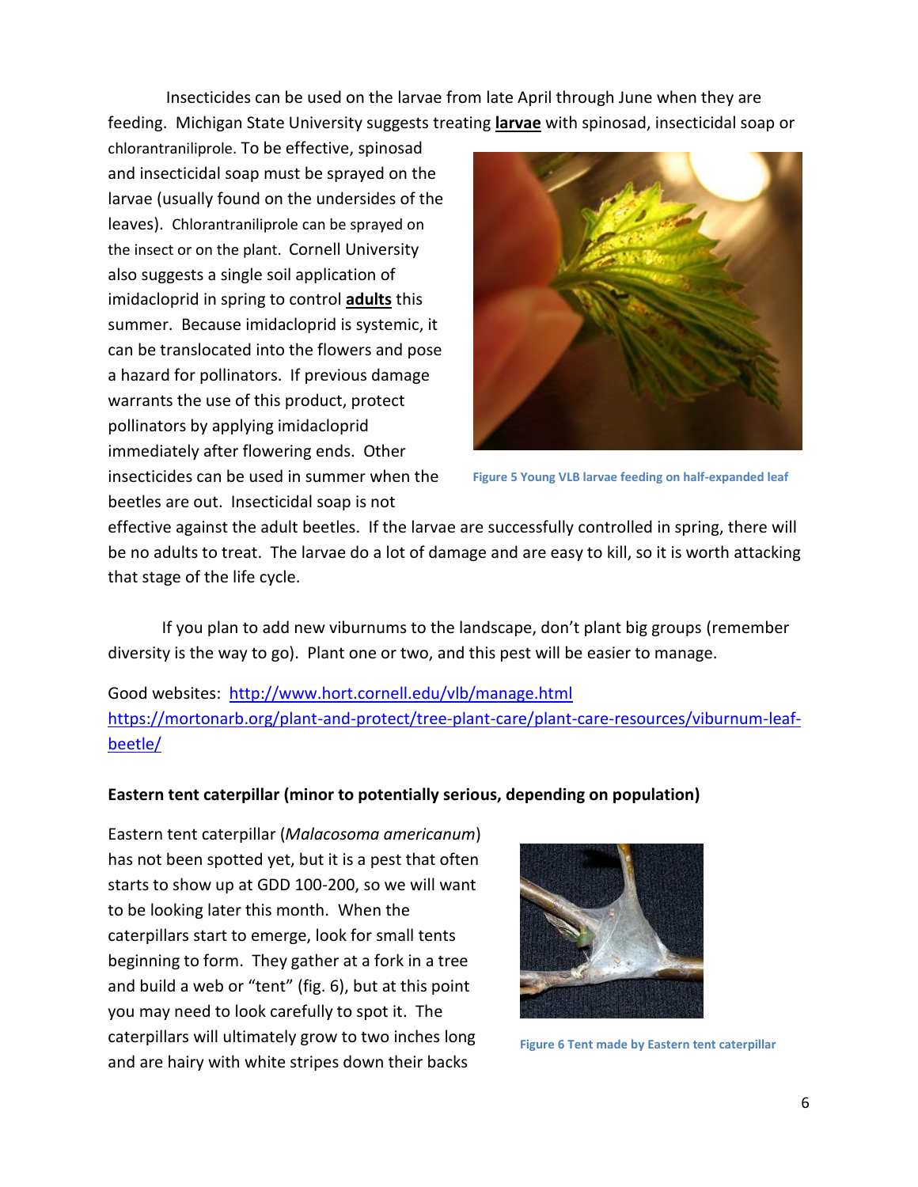Insecticides can be used on the larvae from late April through June when they are feeding. Michigan State University suggests treating **larvae** with spinosad, insecticidal soap or chlorantraniliprole. To be effective, spinosad and insecticidal soap must be sprayed on the larvae (usually found on the undersides of the leaves). Chlorantraniliprole can be sprayed on the insect or on the plant. Cornell University also suggests a single soil application of imidacloprid in spring to control **adults** this summer. Because imidacloprid is systemic, it can be translocated into the flowers and pose a hazard for pollinators. If previous damage warrants the use of this product, protect pollinators by applying imidacloprid immediately after flowering ends. Other insecticides can be used in summer when the beetles are out. Insecticidal soap is not effective against the adult beetles. If the larvae are successfully controlled in spring, there will be no adults to treat. The larvae do a lot of damage and are easy to kill, so it is worth attacking that stage of the life cycle.

Figure 5 Young VLB larvae feeding on half-expanded leaf

If you plan to add new viburnums to the landscape, don't plant big groups (remember diversity is the way to go). Plant one or two, and this pest will be easier to manage.

Good websites: [http://www.hort.cornell.edu/vlb/manage.html](http://www.hort.cornell.edu/vlb/manage.html)
[https://mortonarb.org/plant-and-protect/tree-plant-care/plant-care-resources/viburnum-leaf-beetle/](https://mortonarb.org/plant-and-protect/tree-plant-care/plant-care-resources/viburnum-leaf-beetle/)

**Eastern tent caterpillar (minor to potentially serious, depending on population)**

Eastern tent caterpillar (*Malacosoma americanum*) has not been spotted yet, but it is a pest that often starts to show up at GDD 100-200, so we will want to be looking later this month. When the caterpillars start to emerge, look for small tents beginning to form. They gather at a fork in a tree and build a web or "tent" (fig. 6), but at this point you may need to look carefully to spot it. The caterpillars will ultimately grow to two inches long and are hairy with white stripes down their backs

Figure 6 Tent made by Eastern tent caterpillar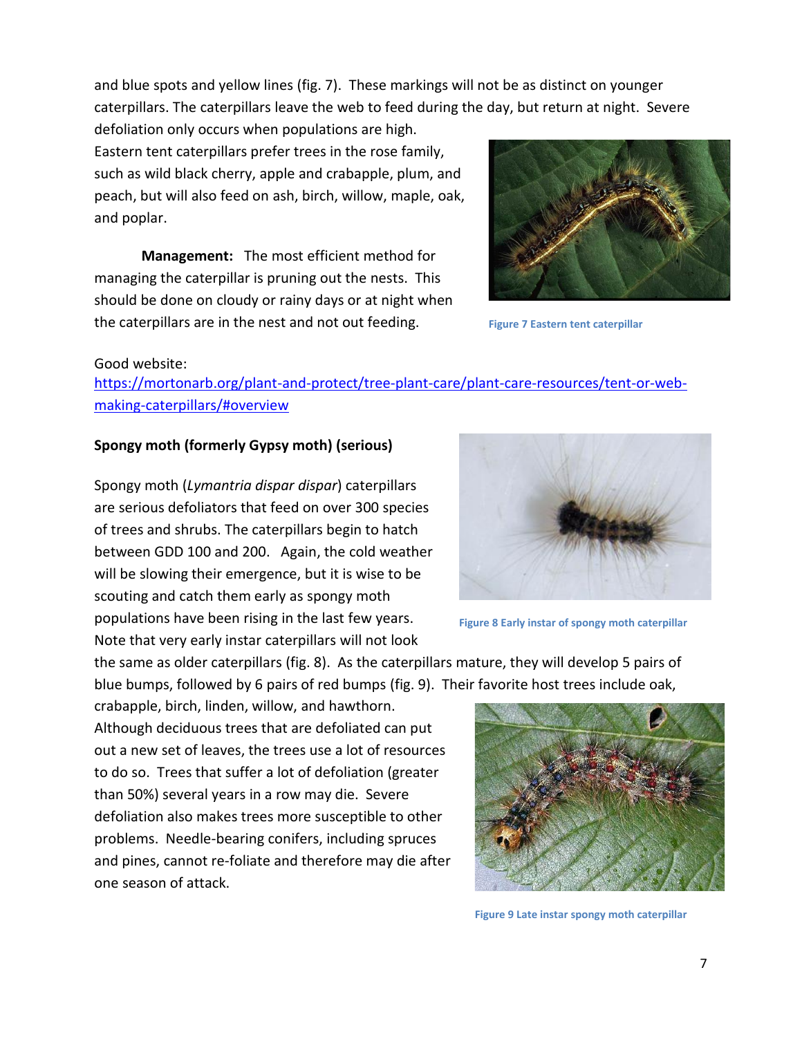and blue spots and yellow lines (fig. 7). These markings will not be as distinct on younger caterpillars. The caterpillars leave the web to feed during the day, but return at night. Severe defoliation only occurs when populations are high.

Eastern tent caterpillars prefer trees in the rose family, such as wild black cherry, apple and crabapple, plum, and peach, but will also feed on ash, birch, willow, maple, oak, and poplar.

**Management:** The most efficient method for managing the caterpillar is pruning out the nests. This should be done on cloudy or rainy days or at night when the caterpillars are in the nest and not out feeding.

Figure 7 Eastern tent caterpillar

Good website:
[https://mortonarb.org/plant-and-protect/tree-plant-care/plant-care-resources/tent-or-web-making-caterpillars/#overview](https://mortonarb.org/plant-and-protect/tree-plant-care/plant-care-resources/tent-or-web-making-caterpillars/#overview)

**Spongy moth (formerly Gypsy moth) (serious)**

Spongy moth (*Lymantria dispar dispar*) caterpillars are serious defoliators that feed on over 300 species of trees and shrubs. The caterpillars begin to hatch between GDD 100 and 200. Again, the cold weather will be slowing their emergence, but it is wise to be scouting and catch them early as spongy moth populations have been rising in the last few years. Note that very early instar caterpillars will not look the same as older caterpillars (fig. 8). As the caterpillars mature, they will develop 5 pairs of blue bumps, followed by 6 pairs of red bumps (fig. 9). Their favorite host trees include oak, crabapple, birch, linden, willow, and hawthorn.

Figure 8 Early instar of spongy moth caterpillar

Although deciduous trees that are defoliated can put out a new set of leaves, the trees use a lot of resources to do so. Trees that suffer a lot of defoliation (greater than 50%) several years in a row may die. Severe defoliation also makes trees more susceptible to other problems. Needle-bearing conifers, including spruces and pines, cannot re-foliate and therefore may die after one season of attack.

Figure 9 Late instar spongy moth caterpillar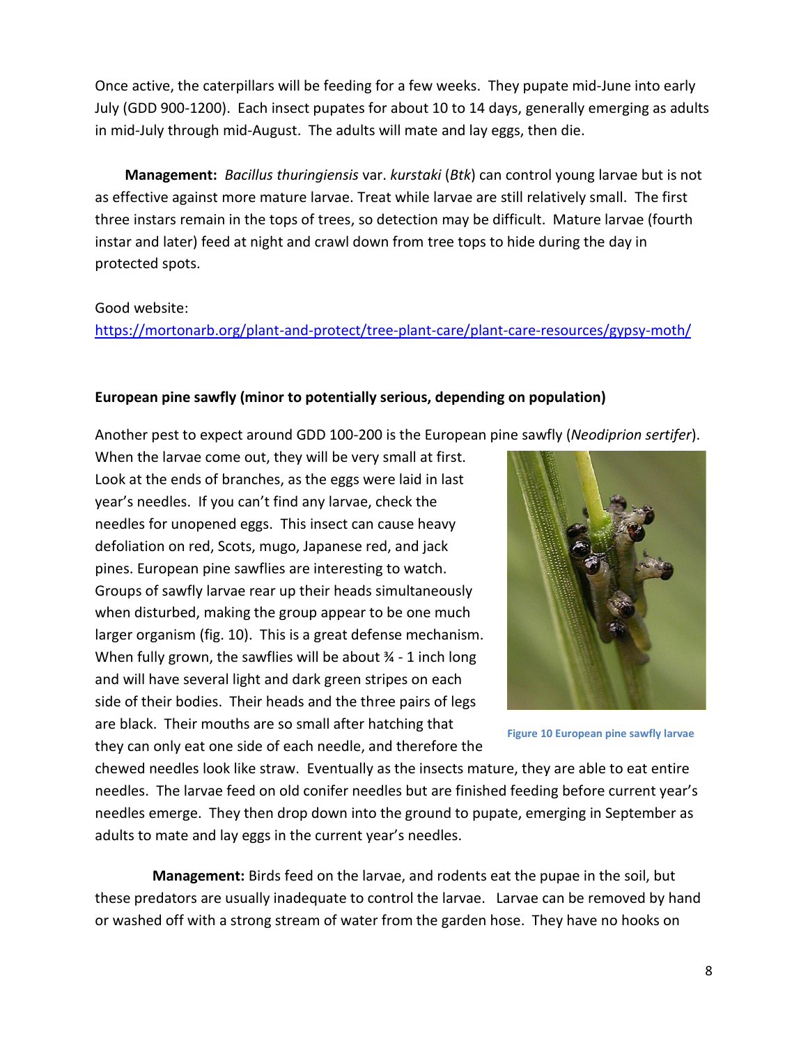Once active, the caterpillars will be feeding for a few weeks. They pupate mid-June into early July (GDD 900-1200). Each insect pupates for about 10 to 14 days, generally emerging as adults in mid-July through mid-August. The adults will mate and lay eggs, then die.

**Management:** *Bacillus thuringiensis* var. *kurstaki* (*Btk*) can control young larvae but is not as effective against more mature larvae. Treat while larvae are still relatively small. The first three instars remain in the tops of trees, so detection may be difficult. Mature larvae (fourth instar and later) feed at night and crawl down from tree tops to hide during the day in protected spots.

Good website:
https://mortonarb.org/plant-and-protect/tree-plant-care/plant-care-resources/gypsy-moth/

**European pine sawfly (minor to potentially serious, depending on population)**

Another pest to expect around GDD 100-200 is the European pine sawfly (*Neodiprion sertifer*). When the larvae come out, they will be very small at first. Look at the ends of branches, as the eggs were laid in last year's needles. If you can't find any larvae, check the needles for unopened eggs. This insect can cause heavy defoliation on red, Scots, mugo, Japanese red, and jack pines. European pine sawflies are interesting to watch. Groups of sawfly larvae rear up their heads simultaneously when disturbed, making the group appear to be one much larger organism (fig. 10). This is a great defense mechanism. When fully grown, the sawflies will be about ¾ - 1 inch long and will have several light and dark green stripes on each side of their bodies. Their heads and the three pairs of legs are black. Their mouths are so small after hatching that they can only eat one side of each needle, and therefore the chewed needles look like straw. Eventually as the insects mature, they are able to eat entire needles. The larvae feed on old conifer needles but are finished feeding before current year's needles emerge. They then drop down into the ground to pupate, emerging in September as adults to mate and lay eggs in the current year's needles.

Figure 10 European pine sawfly larvae

**Management:** Birds feed on the larvae, and rodents eat the pupae in the soil, but these predators are usually inadequate to control the larvae. Larvae can be removed by hand or washed off with a strong stream of water from the garden hose. They have no hooks on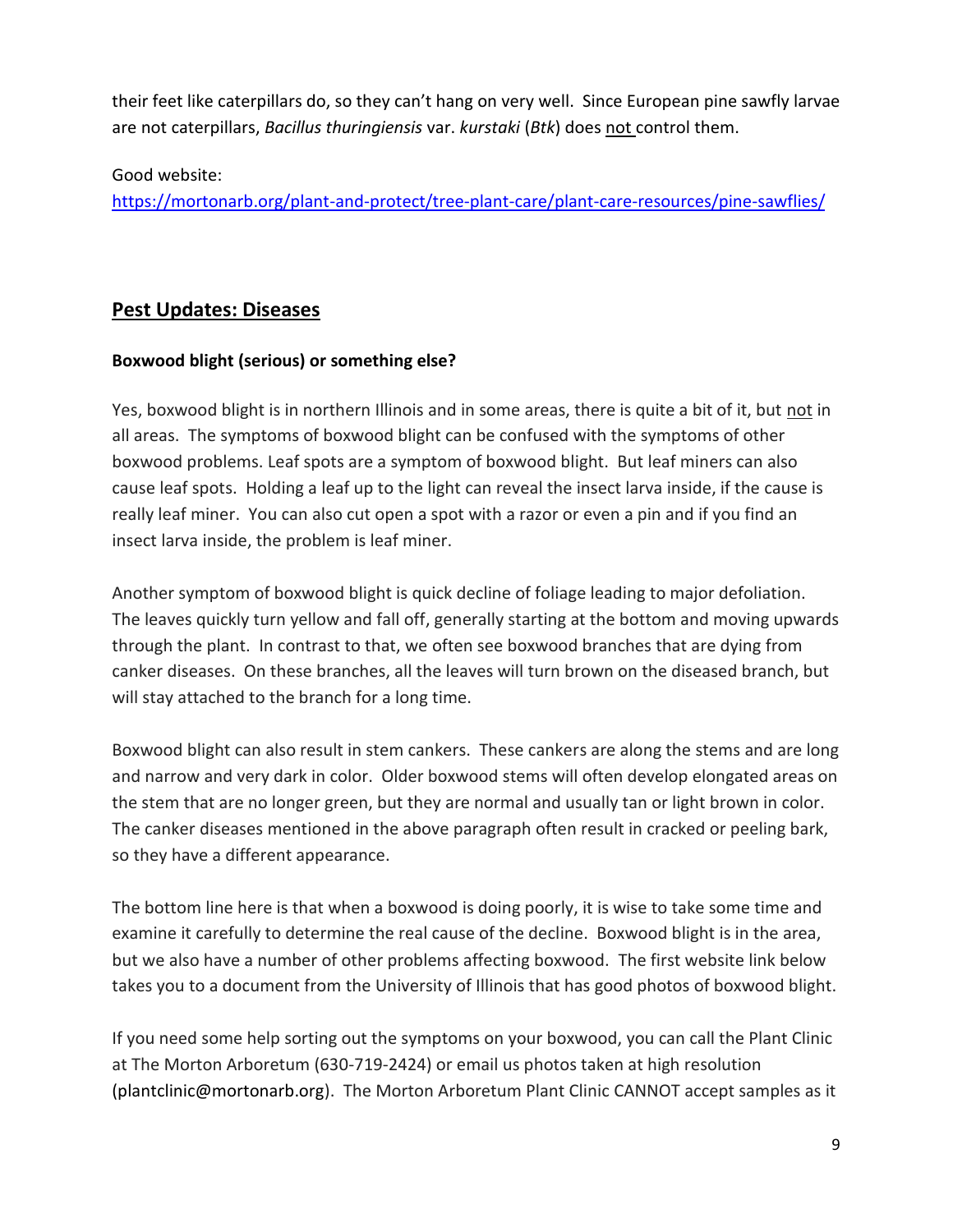their feet like caterpillars do, so they can't hang on very well. Since European pine sawfly larvae are not caterpillars, *Bacillus thuringiensis* var. *kurstaki* (*Btk*) does <u>not</u> control them.

Good website:
https://mortonarb.org/plant-and-protect/tree-plant-care/plant-care-resources/pine-sawflies/

## Pest Updates: Diseases

**Boxwood blight (serious) or something else?**

Yes, boxwood blight is in northern Illinois and in some areas, there is quite a bit of it, but <u>not</u> in all areas. The symptoms of boxwood blight can be confused with the symptoms of other boxwood problems. Leaf spots are a symptom of boxwood blight. But leaf miners can also cause leaf spots. Holding a leaf up to the light can reveal the insect larva inside, if the cause is really leaf miner. You can also cut open a spot with a razor or even a pin and if you find an insect larva inside, the problem is leaf miner.

Another symptom of boxwood blight is quick decline of foliage leading to major defoliation. The leaves quickly turn yellow and fall off, generally starting at the bottom and moving upwards through the plant. In contrast to that, we often see boxwood branches that are dying from canker diseases. On these branches, all the leaves will turn brown on the diseased branch, but will stay attached to the branch for a long time.

Boxwood blight can also result in stem cankers. These cankers are along the stems and are long and narrow and very dark in color. Older boxwood stems will often develop elongated areas on the stem that are no longer green, but they are normal and usually tan or light brown in color. The canker diseases mentioned in the above paragraph often result in cracked or peeling bark, so they have a different appearance.

The bottom line here is that when a boxwood is doing poorly, it is wise to take some time and examine it carefully to determine the real cause of the decline. Boxwood blight is in the area, but we also have a number of other problems affecting boxwood. The first website link below takes you to a document from the University of Illinois that has good photos of boxwood blight.

If you need some help sorting out the symptoms on your boxwood, you can call the Plant Clinic at The Morton Arboretum (630-719-2424) or email us photos taken at high resolution (plantclinic@mortonarb.org). The Morton Arboretum Plant Clinic CANNOT accept samples as it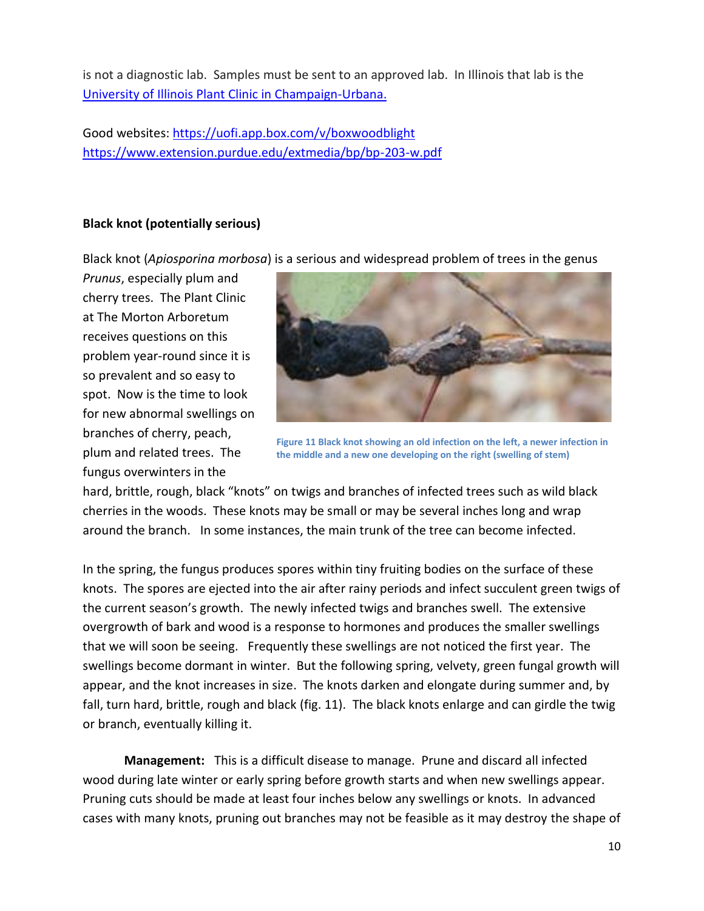is not a diagnostic lab. Samples must be sent to an approved lab. In Illinois that lab is the [University of Illinois Plant Clinic in Champaign-Urbana.](https://uofi.app.box.com/v/boxwoodblight)

Good websites: https://uofi.app.box.com/v/boxwoodblight
https://www.extension.purdue.edu/extmedia/bp/bp-203-w.pdf

**Black knot (potentially serious)**

Black knot (*Apiosporina morbosa*) is a serious and widespread problem of trees in the genus *Prunus*, especially plum and cherry trees. The Plant Clinic at The Morton Arboretum receives questions on this problem year-round since it is so prevalent and so easy to spot. Now is the time to look for new abnormal swellings on branches of cherry, peach, plum and related trees. The fungus overwinters in the hard, brittle, rough, black "knots" on twigs and branches of infected trees such as wild black cherries in the woods. These knots may be small or may be several inches long and wrap around the branch. In some instances, the main trunk of the tree can become infected.

Figure 11 Black knot showing an old infection on the left, a newer infection in the middle and a new one developing on the right (swelling of stem)

In the spring, the fungus produces spores within tiny fruiting bodies on the surface of these knots. The spores are ejected into the air after rainy periods and infect succulent green twigs of the current season's growth. The newly infected twigs and branches swell. The extensive overgrowth of bark and wood is a response to hormones and produces the smaller swellings that we will soon be seeing. Frequently these swellings are not noticed the first year. The swellings become dormant in winter. But the following spring, velvety, green fungal growth will appear, and the knot increases in size. The knots darken and elongate during summer and, by fall, turn hard, brittle, rough and black (fig. 11). The black knots enlarge and can girdle the twig or branch, eventually killing it.

**Management:** This is a difficult disease to manage. Prune and discard all infected wood during late winter or early spring before growth starts and when new swellings appear. Pruning cuts should be made at least four inches below any swellings or knots. In advanced cases with many knots, pruning out branches may not be feasible as it may destroy the shape of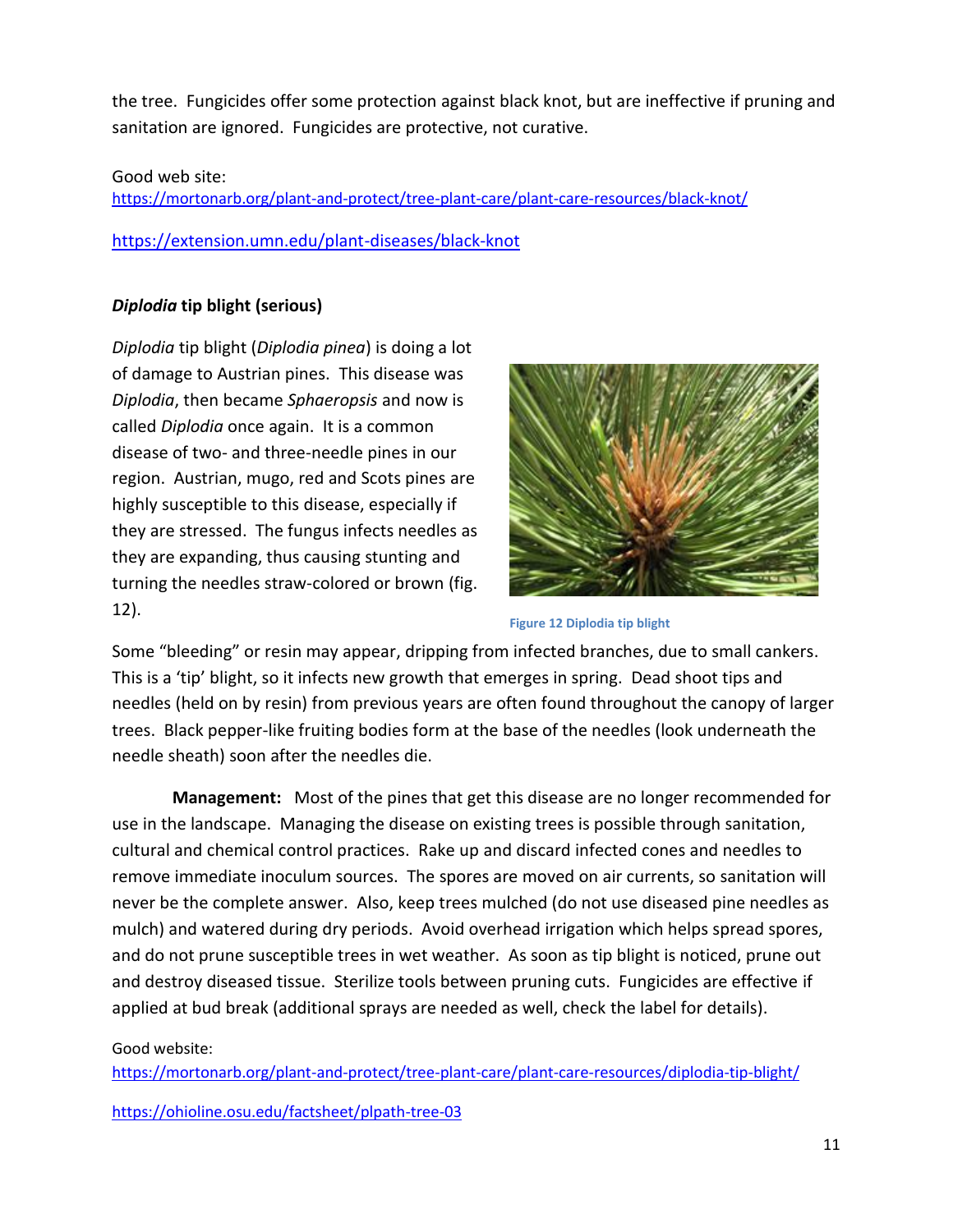the tree. Fungicides offer some protection against black knot, but are ineffective if pruning and sanitation are ignored. Fungicides are protective, not curative.

Good web site:
https://mortonarb.org/plant-and-protect/tree-plant-care/plant-care-resources/black-knot/

https://extension.umn.edu/plant-diseases/black-knot

### ***Diplodia*** **tip blight (serious)**

*Diplodia* tip blight (*Diplodia pinea*) is doing a lot of damage to Austrian pines. This disease was *Diplodia*, then became *Sphaeropsis* and now is called *Diplodia* once again. It is a common disease of two- and three-needle pines in our region. Austrian, mugo, red and Scots pines are highly susceptible to this disease, especially if they are stressed. The fungus infects needles as they are expanding, thus causing stunting and turning the needles straw-colored or brown (fig. 12).

Figure 12 Diplodia tip blight

Some "bleeding" or resin may appear, dripping from infected branches, due to small cankers. This is a 'tip' blight, so it infects new growth that emerges in spring. Dead shoot tips and needles (held on by resin) from previous years are often found throughout the canopy of larger trees. Black pepper-like fruiting bodies form at the base of the needles (look underneath the needle sheath) soon after the needles die.

**Management:** Most of the pines that get this disease are no longer recommended for use in the landscape. Managing the disease on existing trees is possible through sanitation, cultural and chemical control practices. Rake up and discard infected cones and needles to remove immediate inoculum sources. The spores are moved on air currents, so sanitation will never be the complete answer. Also, keep trees mulched (do not use diseased pine needles as mulch) and watered during dry periods. Avoid overhead irrigation which helps spread spores, and do not prune susceptible trees in wet weather. As soon as tip blight is noticed, prune out and destroy diseased tissue. Sterilize tools between pruning cuts. Fungicides are effective if applied at bud break (additional sprays are needed as well, check the label for details).

Good website:
https://mortonarb.org/plant-and-protect/tree-plant-care/plant-care-resources/diplodia-tip-blight/

https://ohioline.osu.edu/factsheet/plpath-tree-03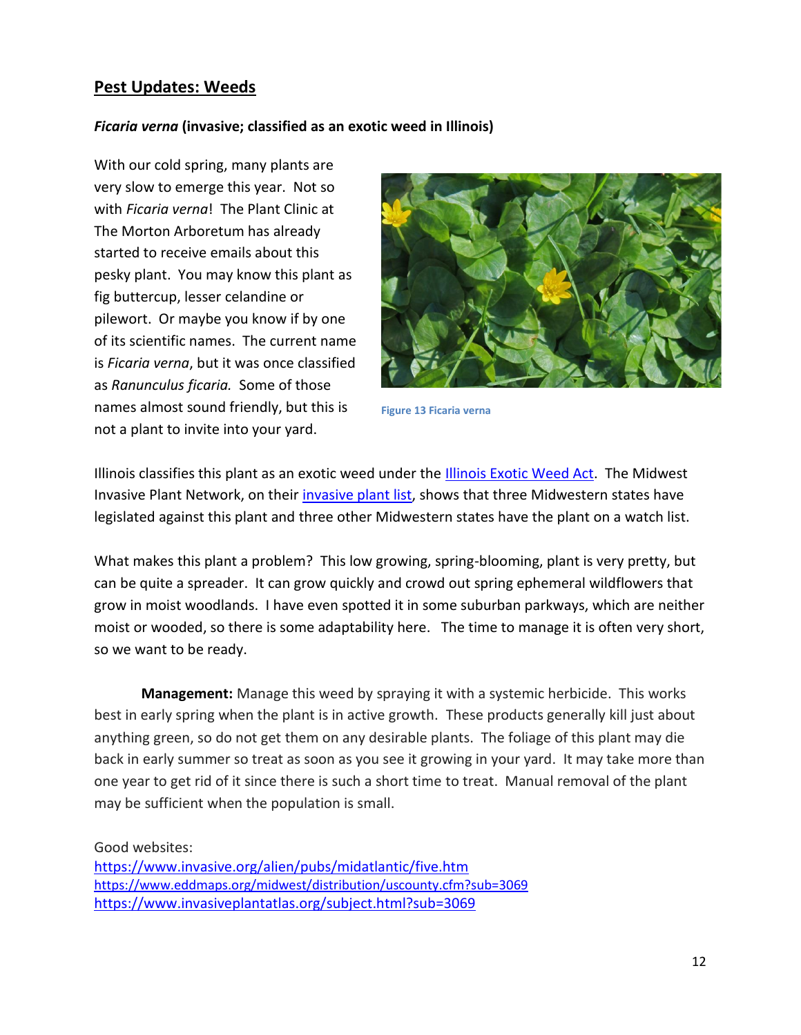## Pest Updates: Weeds

***Ficaria verna* (invasive; classified as an exotic weed in Illinois)**

With our cold spring, many plants are very slow to emerge this year. Not so with *Ficaria verna*! The Plant Clinic at The Morton Arboretum has already started to receive emails about this pesky plant. You may know this plant as fig buttercup, lesser celandine or pilewort. Or maybe you know if by one of its scientific names. The current name is *Ficaria verna*, but it was once classified as *Ranunculus ficaria.* Some of those names almost sound friendly, but this is not a plant to invite into your yard.

Figure 13 Ficaria verna

Illinois classifies this plant as an exotic weed under the [Illinois Exotic Weed Act](). The Midwest Invasive Plant Network, on their [invasive plant list](), shows that three Midwestern states have legislated against this plant and three other Midwestern states have the plant on a watch list.

What makes this plant a problem? This low growing, spring-blooming, plant is very pretty, but can be quite a spreader. It can grow quickly and crowd out spring ephemeral wildflowers that grow in moist woodlands. I have even spotted it in some suburban parkways, which are neither moist or wooded, so there is some adaptability here. The time to manage it is often very short, so we want to be ready.

**Management:** Manage this weed by spraying it with a systemic herbicide. This works best in early spring when the plant is in active growth. These products generally kill just about anything green, so do not get them on any desirable plants. The foliage of this plant may die back in early summer so treat as soon as you see it growing in your yard. It may take more than one year to get rid of it since there is such a short time to treat. Manual removal of the plant may be sufficient when the population is small.

Good websites:
https://www.invasive.org/alien/pubs/midatlantic/five.htm
https://www.eddmaps.org/midwest/distribution/uscounty.cfm?sub=3069
https://www.invasiveplantatlas.org/subject.html?sub=3069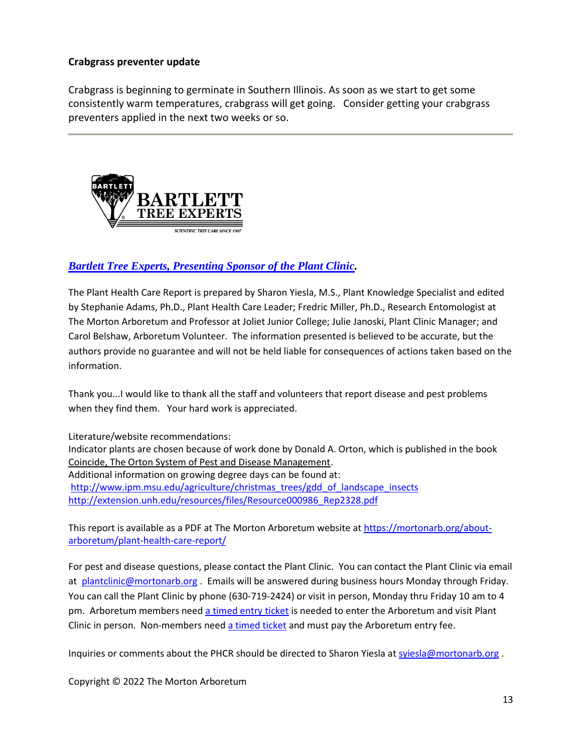**Crabgrass preventer update**

Crabgrass is beginning to germinate in Southern Illinois. As soon as we start to get some consistently warm temperatures, crabgrass will get going. Consider getting your crabgrass preventers applied in the next two weeks or so.

---

***[Bartlett Tree Experts, Presenting Sponsor of the Plant Clinic](#).***

The Plant Health Care Report is prepared by Sharon Yiesla, M.S., Plant Knowledge Specialist and edited by Stephanie Adams, Ph.D., Plant Health Care Leader; Fredric Miller, Ph.D., Research Entomologist at The Morton Arboretum and Professor at Joliet Junior College; Julie Janoski, Plant Clinic Manager; and Carol Belshaw, Arboretum Volunteer. The information presented is believed to be accurate, but the authors provide no guarantee and will not be held liable for consequences of actions taken based on the information.

Thank you...I would like to thank all the staff and volunteers that report disease and pest problems when they find them. Your hard work is appreciated.

Literature/website recommendations:
Indicator plants are chosen because of work done by Donald A. Orton, which is published in the book Coincide, The Orton System of Pest and Disease Management.
Additional information on growing degree days can be found at:
http://www.ipm.msu.edu/agriculture/christmas_trees/gdd_of_landscape_insects
http://extension.unh.edu/resources/files/Resource000986_Rep2328.pdf

This report is available as a PDF at The Morton Arboretum website at https://mortonarb.org/about-arboretum/plant-health-care-report/

For pest and disease questions, please contact the Plant Clinic. You can contact the Plant Clinic via email at plantclinic@mortonarb.org . Emails will be answered during business hours Monday through Friday. You can call the Plant Clinic by phone (630-719-2424) or visit in person, Monday thru Friday 10 am to 4 pm. Arboretum members need a timed entry ticket is needed to enter the Arboretum and visit Plant Clinic in person. Non-members need a timed ticket and must pay the Arboretum entry fee.

Inquiries or comments about the PHCR should be directed to Sharon Yiesla at syiesla@mortonarb.org .

Copyright © 2022 The Morton Arboretum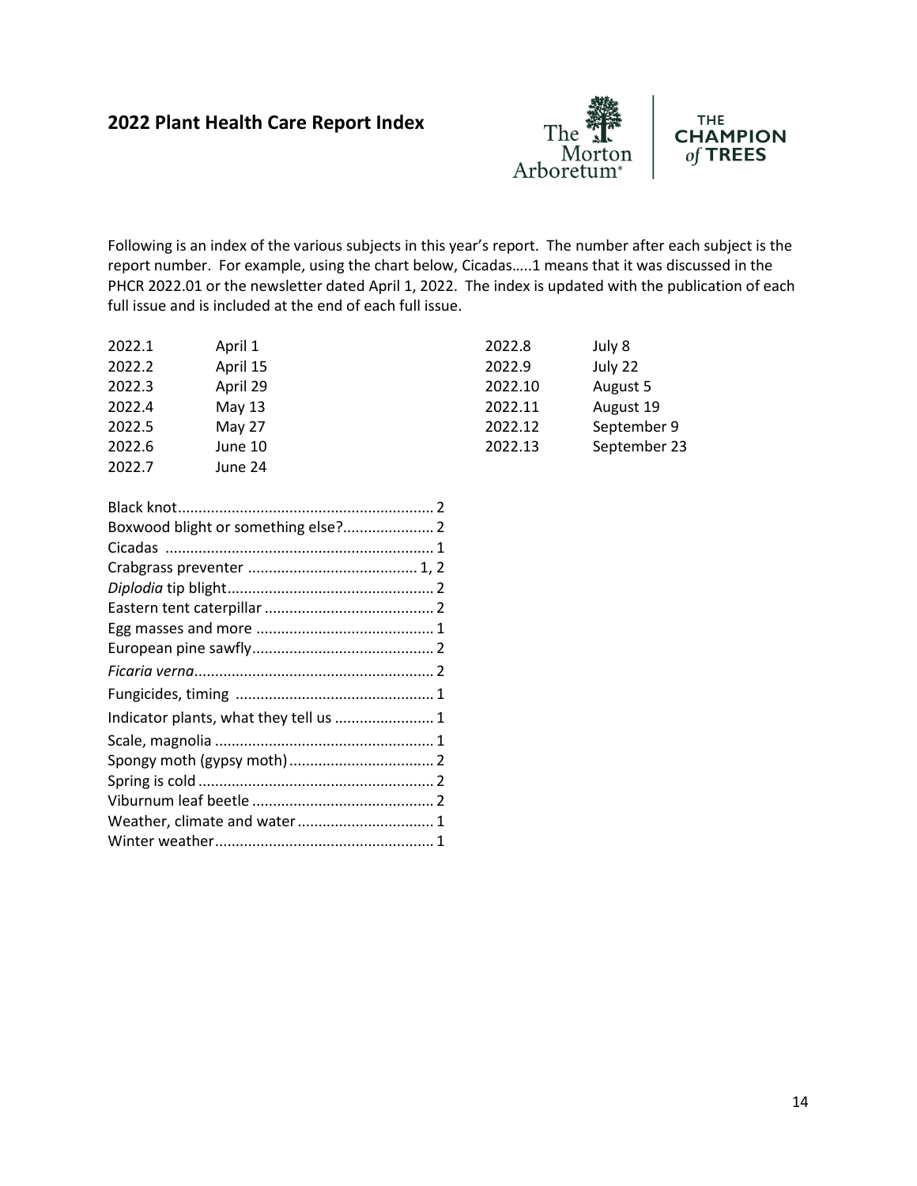## 2022 Plant Health Care Report Index

Following is an index of the various subjects in this year's report. The number after each subject is the report number. For example, using the chart below, Cicadas…..1 means that it was discussed in the PHCR 2022.01 or the newsletter dated April 1, 2022. The index is updated with the publication of each full issue and is included at the end of each full issue.

| | | | |
|---|---|---|---|
| 2022.1 | April 1 | 2022.8 | July 8 |
| 2022.2 | April 15 | 2022.9 | July 22 |
| 2022.3 | April 29 | 2022.10 | August 5 |
| 2022.4 | May 13 | 2022.11 | August 19 |
| 2022.5 | May 27 | 2022.12 | September 9 |
| 2022.6 | June 10 | 2022.13 | September 23 |
| 2022.7 | June 24 | | |

Black knot............................................................. 2
Boxwood blight or something else?...................... 2
Cicadas ................................................................ 1
Crabgrass preventer ......................................... 1, 2
*Diplodia* tip blight................................................. 2
Eastern tent caterpillar ......................................... 2
Egg masses and more ........................................... 1
European pine sawfly............................................ 2
*Ficaria verna*.......................................................... 2
Fungicides, timing ................................................ 1
Indicator plants, what they tell us ........................ 1
Scale, magnolia ..................................................... 1
Spongy moth (gypsy moth)................................... 2
Spring is cold ......................................................... 2
Viburnum leaf beetle ............................................ 2
Weather, climate and water................................. 1
Winter weather..................................................... 1